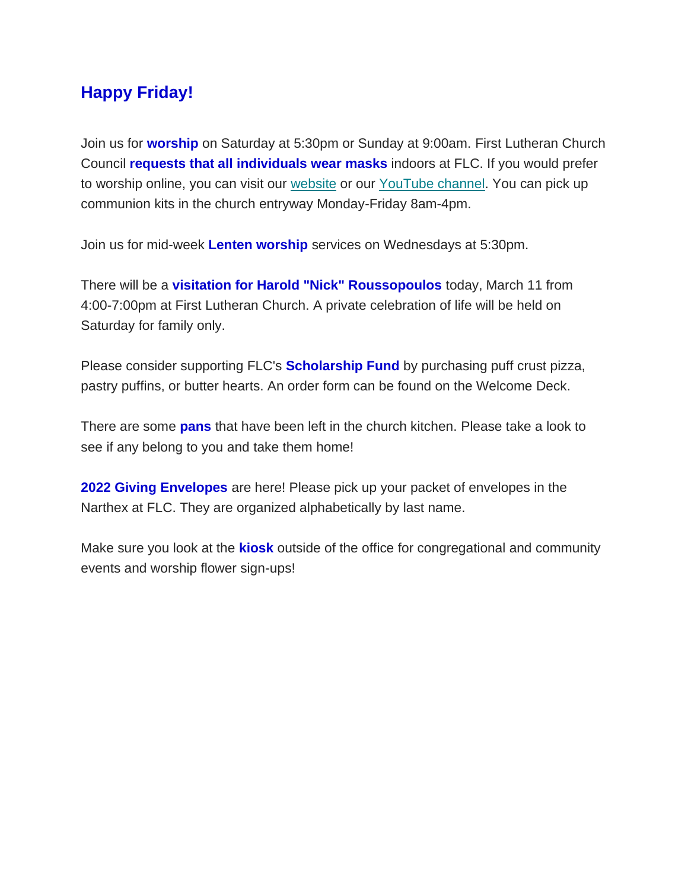## Happy Friday!

Join us for **worship** on Saturday at 5:30pm or Sunday at 9:00am. First Lutheran Church Council **requests that all individuals wear masks** indoors at FLC. If you would prefer to worship online, you can visit our website or our YouTube channel. You can pick up communion kits in the church entryway Monday-Friday 8am-4pm.

Join us for mid-week **Lenten worship** services on Wednesdays at 5:30pm.

There will be a **visitation for Harold "Nick" Roussopoulos** today, March 11 from 4:00-7:00pm at First Lutheran Church. A private celebration of life will be held on Saturday for family only.

Please consider supporting FLC's **Scholarship Fund** by purchasing puff crust pizza, pastry puffins, or butter hearts. An order form can be found on the Welcome Deck.

There are some **pans** that have been left in the church kitchen. Please take a look to see if any belong to you and take them home!

**2022 Giving Envelopes** are here! Please pick up your packet of envelopes in the Narthex at FLC. They are organized alphabetically by last name.

Make sure you look at the **kiosk** outside of the office for congregational and community events and worship flower sign-ups!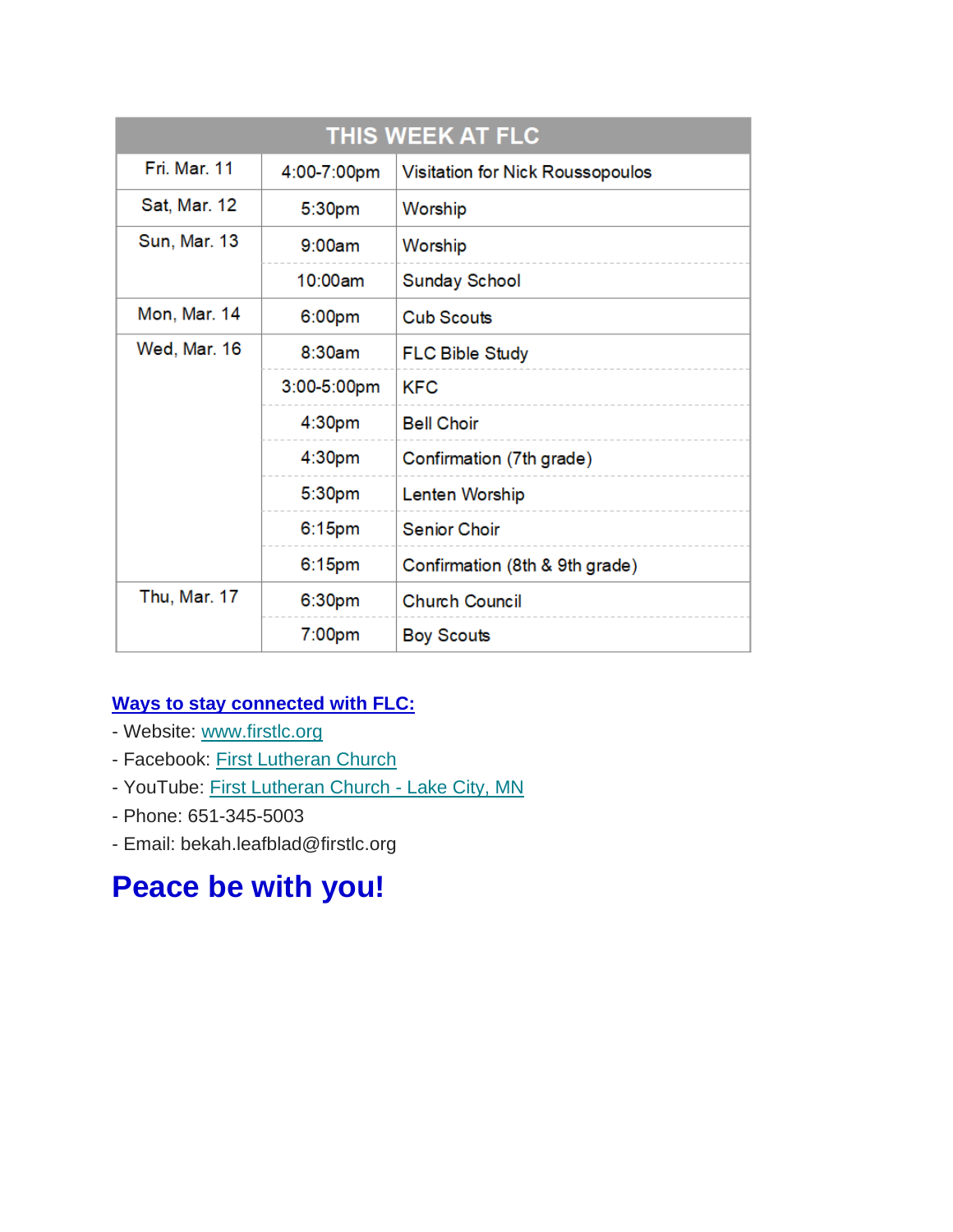| THIS WEEK AT FLC | | |
|---|---|---|
| Fri. Mar. 11 | 4:00-7:00pm | Visitation for Nick Roussopoulos |
| Sat, Mar. 12 | 5:30pm | Worship |
| Sun, Mar. 13 | 9:00am | Worship |
| | 10:00am | Sunday School |
| Mon, Mar. 14 | 6:00pm | Cub Scouts |
| Wed, Mar. 16 | 8:30am | FLC Bible Study |
| | 3:00-5:00pm | KFC |
| | 4:30pm | Bell Choir |
| | 4:30pm | Confirmation (7th grade) |
| | 5:30pm | Lenten Worship |
| | 6:15pm | Senior Choir |
| | 6:15pm | Confirmation (8th & 9th grade) |
| Thu, Mar. 17 | 6:30pm | Church Council |
| | 7:00pm | Boy Scouts |

**Ways to stay connected with FLC:**

- Website: www.firstlc.org
- Facebook: First Lutheran Church
- YouTube: First Lutheran Church - Lake City, MN
- Phone: 651-345-5003
- Email: bekah.leafblad@firstlc.org

# Peace be with you!